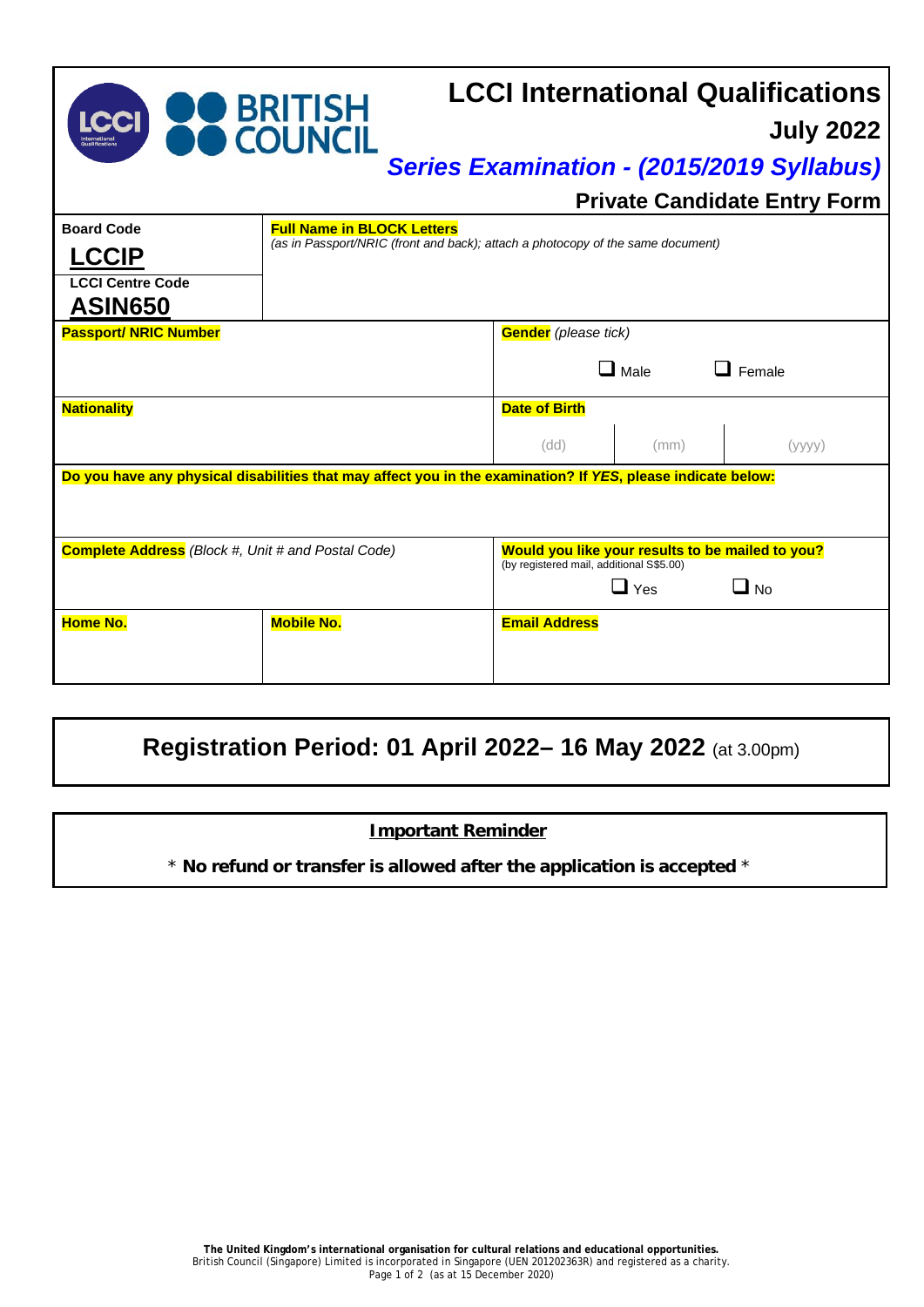# LCCI International Qualifications

## July 2022

## *Series Examination - (2015/2019 Syllabus)*

### Private Candidate Entry Form

| | | | | |
|---|---|---|---|---|
| **Board Code**<br>**LCCIP**<br>**LCCI Centre Code**<br>**ASIN650** | **Full Name in BLOCK Letters**<br>*(as in Passport/NRIC (front and back); attach a photocopy of the same document)* | | | |
| **Passport/ NRIC Number** | | **Gender** *(please tick)*<br>❑ Male ❑ Female | | |
| **Nationality** | | **Date of Birth**<br>(dd) | (mm) | (yyyy) |
| **Do you have any physical disabilities that may affect you in the examination? If *YES*, please indicate below:** | | | | |
| **Complete Address** *(Block #, Unit # and Postal Code)* | | **Would you like your results to be mailed to you?**<br>(by registered mail, additional S$5.00)<br>❑ Yes ❑ No | | |
| **Home No.** | **Mobile No.** | **Email Address** | | |

## Registration Period: 01 April 2022– 16 May 2022 (at 3.00pm)

**Important Reminder**

\* **No refund or transfer is allowed after the application is accepted** \*

**The United Kingdom's international organisation for cultural relations and educational opportunities.**
British Council (Singapore) Limited is incorporated in Singapore (UEN 201202363R) and registered as a charity.
(as at 15 December 2020)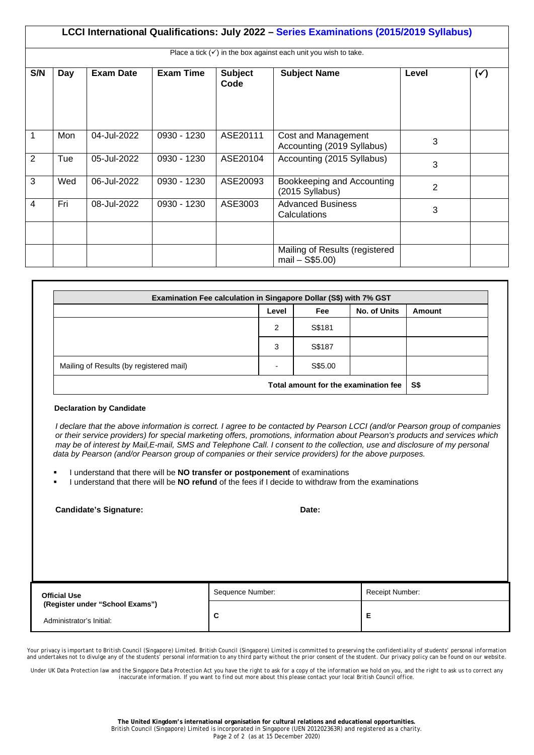## LCCI International Qualifications: July 2022 – Series Examinations (2015/2019 Syllabus)

Place a tick (✓) in the box against each unit you wish to take.

| S/N | Day | Exam Date | Exam Time | Subject Code | Subject Name | Level | (✓) |
|---|---|---|---|---|---|---|---|
| 1 | Mon | 04-Jul-2022 | 0930 - 1230 | ASE20111 | Cost and Management Accounting (2019 Syllabus) | 3 | |
| 2 | Tue | 05-Jul-2022 | 0930 - 1230 | ASE20104 | Accounting (2015 Syllabus) | 3 | |
| 3 | Wed | 06-Jul-2022 | 0930 - 1230 | ASE20093 | Bookkeeping and Accounting (2015 Syllabus) | 2 | |
| 4 | Fri | 08-Jul-2022 | 0930 - 1230 | ASE3003 | Advanced Business Calculations | 3 | |
| | | | | | | | |
| | | | | | Mailing of Results (registered mail – S$5.00) | | |

| Examination Fee calculation in Singapore Dollar (S$) with 7% GST | | | | |
|---|---|---|---|---|
| | Level | Fee | No. of Units | Amount |
| | 2 | S$181 | | |
| | 3 | S$187 | | |
| Mailing of Results (by registered mail) | - | S$5.00 | | |
| Total amount for the examination fee | | | | S$ |

**Declaration by Candidate**

*I declare that the above information is correct. I agree to be contacted by Pearson LCCI (and/or Pearson group of companies or their service providers) for special marketing offers, promotions, information about Pearson's products and services which may be of interest by Mail,E-mail, SMS and Telephone Call. I consent to the collection, use and disclosure of my personal data by Pearson (and/or Pearson group of companies or their service providers) for the above purposes.*

- I understand that there will be **NO transfer or postponement** of examinations
- I understand that there will be **NO refund** of the fees if I decide to withdraw from the examinations

**Candidate's Signature:** **Date:**

| **Official Use (Register under "School Exams")** | Sequence Number: | Receipt Number: |
|---|---|---|
| Administrator's Initial: | C | E |

Your privacy is important to British Council (Singapore) Limited. British Council (Singapore) Limited is committed to preserving the confidentiality of students' personal information and undertakes not to divulge any of the students' personal information to any third party without the prior consent of the student. Our privacy policy can be found on our website.

Under UK Data Protection law and the Singapore Data Protection Act you have the right to ask for a copy of the information we hold on you, and the right to ask us to correct any inaccurate information. If you want to find out more about this please contact your local British Council office.

**The United Kingdom's international organisation for cultural relations and educational opportunities.**
British Council (Singapore) Limited is incorporated in Singapore (UEN 201202363R) and registered as a charity.
(as at 15 December 2020)